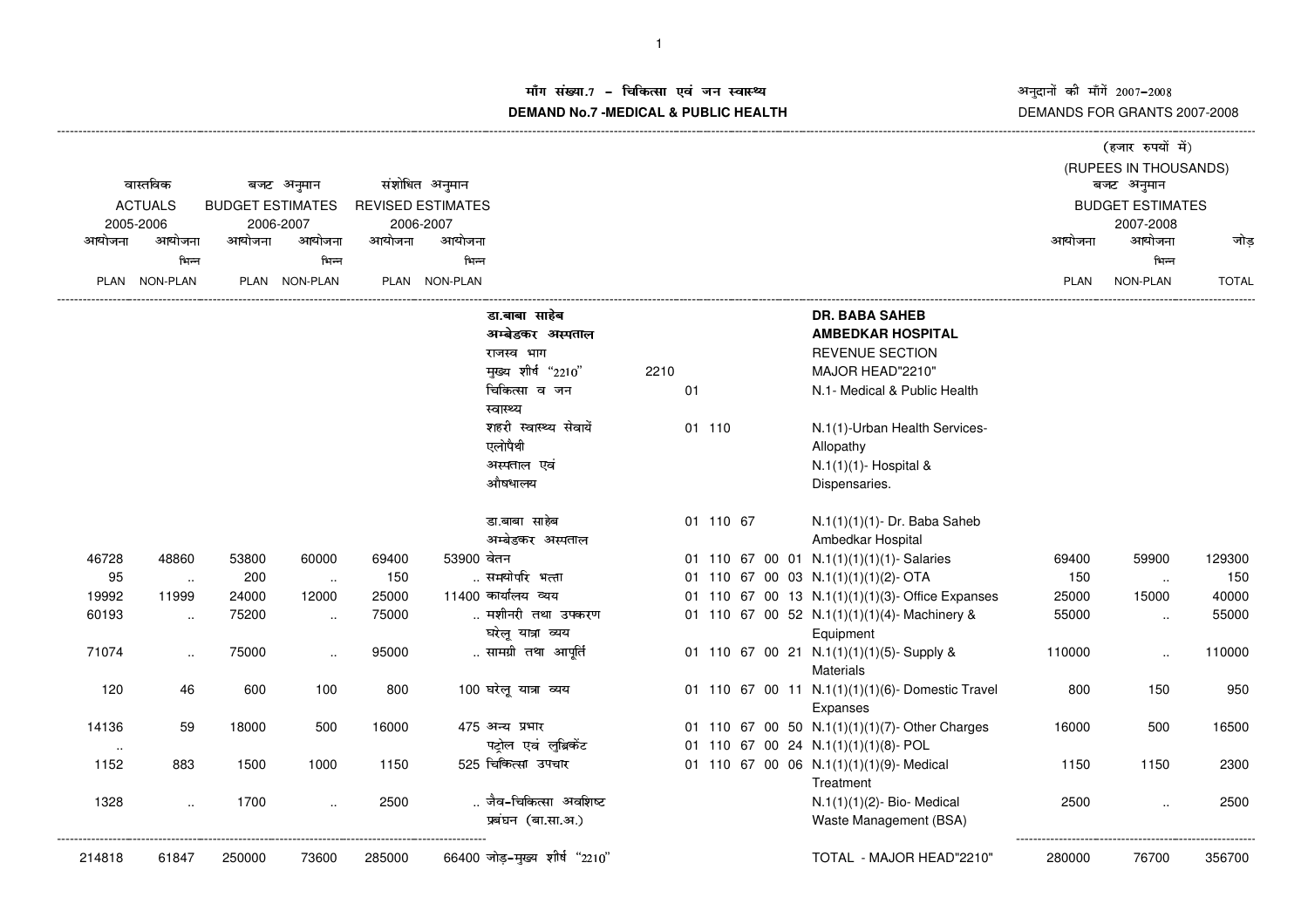# माँग संख्या.7 - चिकित्सा एवं जन स्वास्थ्य

# DEMAND No.7 -MEDICAL & PUBLIC HEALTH

अनुदानों की माँगें 2007-2008

DEMANDS FOR GRANTS 2007-2008

(हजार रुपयों में)

(RUPEES IN THOUSANDS)

| वास्तविक ACTUALS 2005-2006 | | बजट अनुमान BUDGET ESTIMATES 2006-2007 | | संशोधित अनुमान REVISED ESTIMATES 2006-2007 | | | | | | बजट अनुमान BUDGET ESTIMATES 2007-2008 | | |
|---|---|---|---|---|---|---|---|---|---|---|---|---|
| आयोजना PLAN | आयोजना भिन्न NON-PLAN | आयोजना PLAN | आयोजना भिन्न NON-PLAN | आयोजना PLAN | आयोजना भिन्न NON-PLAN | | | | | आयोजना PLAN | आयोजना भिन्न NON-PLAN | जोड़ TOTAL |
| | | | | | | डा.बाबा साहेब अम्बेडकर अस्पताल | | | **DR. BABA SAHEB AMBEDKAR HOSPITAL** | | | |
| | | | | | | राजस्व भाग | | | REVENUE SECTION | | | |
| | | | | | | मुख्य शीर्ष "2210" | 2210 | | MAJOR HEAD"2210" | | | |
| | | | | | | चिकित्सा व जन स्वास्थ्य | | 01 | N.1- Medical & Public Health | | | |
| | | | | | | शहरी स्वास्थ्य सेवायें एलोपैथी | | 01 110 | N.1(1)-Urban Health Services-Allopathy | | | |
| | | | | | | अस्पताल एवं औषधालय | | | N.1(1)(1)- Hospital & Dispensaries. | | | |
| | | | | | | डा.बाबा साहेब अम्बेडकर अस्पताल | | 01 110 67 | N.1(1)(1)(1)- Dr. Baba Saheb Ambedkar Hospital | | | |
| 46728 | 48860 | 53800 | 60000 | 69400 | 53900 | वेतन | | 01 110 67 00 01 | N.1(1)(1)(1)(1)- Salaries | 69400 | 59900 | 129300 |
| 95 | .. | 200 | .. | 150 | .. | समयोपरि भत्ता | | 01 110 67 00 03 | N.1(1)(1)(1)(2)- OTA | 150 | .. | 150 |
| 19992 | 11999 | 24000 | 12000 | 25000 | 11400 | कार्यालय व्यय | | 01 110 67 00 13 | N.1(1)(1)(1)(3)- Office Expanses | 25000 | 15000 | 40000 |
| 60193 | .. | 75200 | .. | 75000 | .. | मशीनरी तथा उपकरण घरेलू यात्रा व्यय | | 01 110 67 00 52 | N.1(1)(1)(1)(4)- Machinery & Equipment | 55000 | .. | 55000 |
| 71074 | .. | 75000 | .. | 95000 | .. | सामग्री तथा आपूर्ति | | 01 110 67 00 21 | N.1(1)(1)(1)(5)- Supply & Materials | 110000 | .. | 110000 |
| 120 | 46 | 600 | 100 | 800 | 100 | घरेलू यात्रा व्यय | | 01 110 67 00 11 | N.1(1)(1)(1)(6)- Domestic Travel Expanses | 800 | 150 | 950 |
| 14136 | 59 | 18000 | 500 | 16000 | 475 | अन्य प्रभार | | 01 110 67 00 50 | N.1(1)(1)(1)(7)- Other Charges | 16000 | 500 | 16500 |
| .. | | | | | | पट्रोल एवं लुब्रिकेंट | | 01 110 67 00 24 | N.1(1)(1)(1)(8)- POL | | | |
| 1152 | 883 | 1500 | 1000 | 1150 | 525 | चिकित्सा उपचार | | 01 110 67 00 06 | N.1(1)(1)(1)(9)- Medical Treatment | 1150 | 1150 | 2300 |
| 1328 | .. | 1700 | .. | 2500 | .. | जैव-चिकित्सा अवशिष्ट प्रबंधन (बा.सा.अ.) | | | N.1(1)(1)(2)- Bio- Medical Waste Management (BSA) | 2500 | .. | 2500 |
| 214818 | 61847 | 250000 | 73600 | 285000 | 66400 | जोड़-मुख्य शीर्ष "2210" | | | TOTAL - MAJOR HEAD"2210" | 280000 | 76700 | 356700 |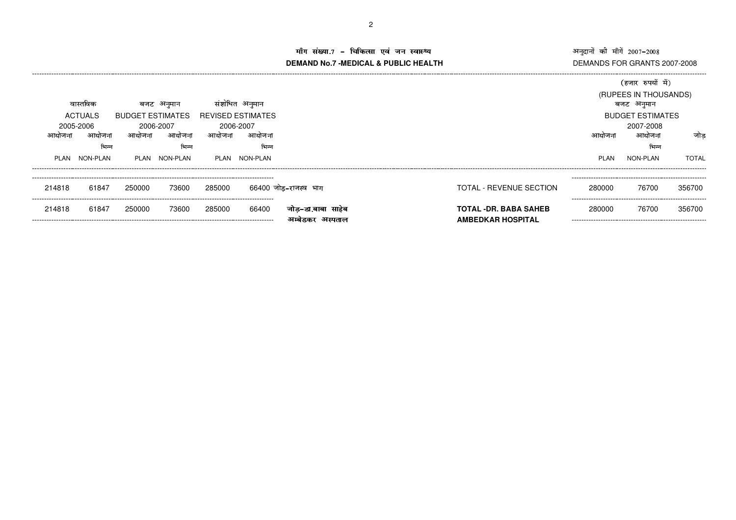माँग संख्या.7 - चिकित्सा एवं जन स्वास्थ्य

**DEMAND No.7 -MEDICAL & PUBLIC HEALTH**

अनुदानों की माँगें 2007-2008

DEMANDS FOR GRANTS 2007-2008

(हजार रुपयों में)

(RUPEES IN THOUSANDS)

| वास्तविक ACTUALS 2005-2006 | | बजट अनुमान BUDGET ESTIMATES 2006-2007 | | संशोधित अनुमान REVISED ESTIMATES 2006-2007 | | | | बजट अनुमान BUDGET ESTIMATES 2007-2008 | | |
|---|---|---|---|---|---|---|---|---|---|---|
| आयोजना PLAN | आयोजना भिन्न NON-PLAN | आयोजना PLAN | आयोजना भिन्न NON-PLAN | आयोजना PLAN | आयोजना भिन्न NON-PLAN | | | आयोजना PLAN | आयोजना भिन्न NON-PLAN | जोड़ TOTAL |
| 214818 | 61847 | 250000 | 73600 | 285000 | 66400 | जोड़-राजस्व भाग | TOTAL - REVENUE SECTION | 280000 | 76700 | 356700 |
| 214818 | 61847 | 250000 | 73600 | 285000 | 66400 | **जोड़-डा.बाबा साहेब अम्बेडकर अस्पताल** | **TOTAL -DR. BABA SAHEB AMBEDKAR HOSPITAL** | 280000 | 76700 | 356700 |